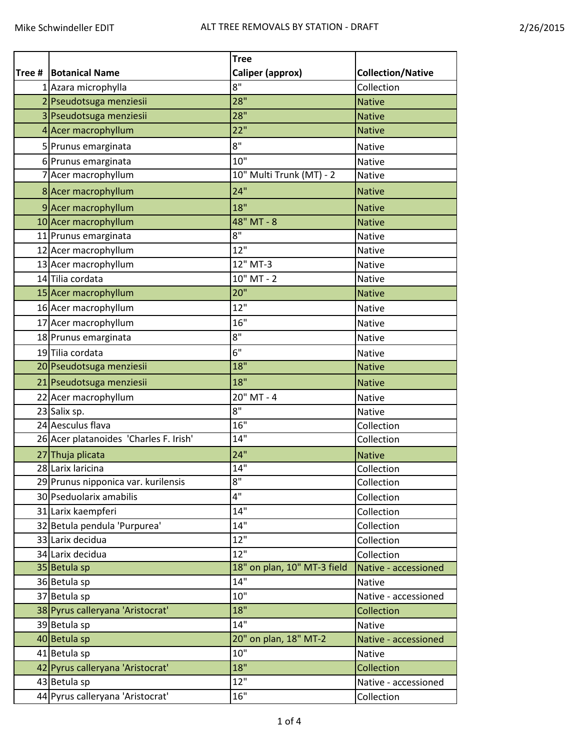Mike Schwindeller EDIT

# ALT TREE REMOVALS BY STATION - DRAFT

2/26/2015

| Tree # | Botanical Name | Tree Caliper (approx) | Collection/Native |
|---|---|---|---|
| 1 | Azara microphylla | 8" | Collection |
| 2 | Pseudotsuga menziesii | 28" | Native |
| 3 | Pseudotsuga menziesii | 28" | Native |
| 4 | Acer macrophyllum | 22" | Native |
| 5 | Prunus emarginata | 8" | Native |
| 6 | Prunus emarginata | 10" | Native |
| 7 | Acer macrophyllum | 10" Multi Trunk (MT) - 2 | Native |
| 8 | Acer macrophyllum | 24" | Native |
| 9 | Acer macrophyllum | 18" | Native |
| 10 | Acer macrophyllum | 48" MT - 8 | Native |
| 11 | Prunus emarginata | 8" | Native |
| 12 | Acer macrophyllum | 12" | Native |
| 13 | Acer macrophyllum | 12" MT-3 | Native |
| 14 | Tilia cordata | 10" MT - 2 | Native |
| 15 | Acer macrophyllum | 20" | Native |
| 16 | Acer macrophyllum | 12" | Native |
| 17 | Acer macrophyllum | 16" | Native |
| 18 | Prunus emarginata | 8" | Native |
| 19 | Tilia cordata | 6" | Native |
| 20 | Pseudotsuga menziesii | 18" | Native |
| 21 | Pseudotsuga menziesii | 18" | Native |
| 22 | Acer macrophyllum | 20" MT - 4 | Native |
| 23 | Salix sp. | 8" | Native |
| 24 | Aesculus flava | 16" | Collection |
| 26 | Acer platanoides 'Charles F. Irish' | 14" | Collection |
| 27 | Thuja plicata | 24" | Native |
| 28 | Larix laricina | 14" | Collection |
| 29 | Prunus nipponica var. kurilensis | 8" | Collection |
| 30 | Pseduolarix amabilis | 4" | Collection |
| 31 | Larix kaempferi | 14" | Collection |
| 32 | Betula pendula 'Purpurea' | 14" | Collection |
| 33 | Larix decidua | 12" | Collection |
| 34 | Larix decidua | 12" | Collection |
| 35 | Betula sp | 18" on plan, 10" MT-3 field | Native - accessioned |
| 36 | Betula sp | 14" | Native |
| 37 | Betula sp | 10" | Native - accessioned |
| 38 | Pyrus calleryana 'Aristocrat' | 18" | Collection |
| 39 | Betula sp | 14" | Native |
| 40 | Betula sp | 20" on plan, 18" MT-2 | Native - accessioned |
| 41 | Betula sp | 10" | Native |
| 42 | Pyrus calleryana 'Aristocrat' | 18" | Collection |
| 43 | Betula sp | 12" | Native - accessioned |
| 44 | Pyrus calleryana 'Aristocrat' | 16" | Collection |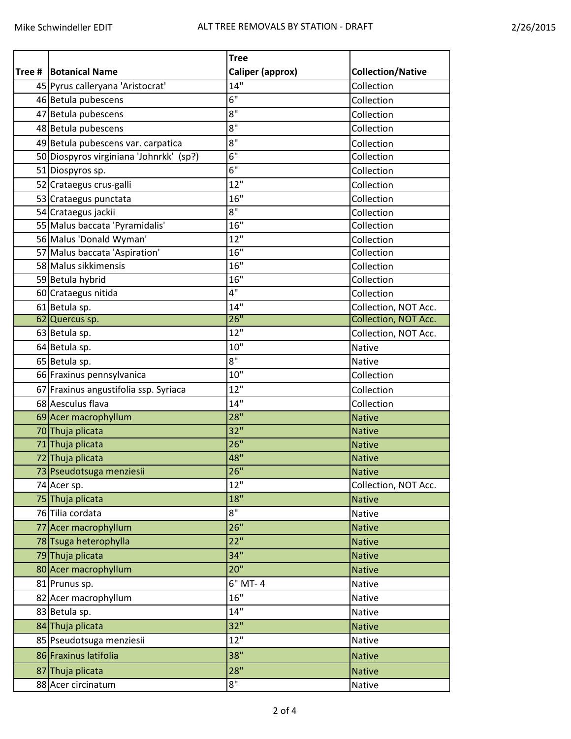| Tree # | Botanical Name | Tree Caliper (approx) | Collection/Native |
|---|---|---|---|
| 45 | Pyrus calleryana 'Aristocrat' | 14" | Collection |
| 46 | Betula pubescens | 6" | Collection |
| 47 | Betula pubescens | 8" | Collection |
| 48 | Betula pubescens | 8" | Collection |
| 49 | Betula pubescens var. carpatica | 8" | Collection |
| 50 | Diospyros virginiana 'Johnrkk' (sp?) | 6" | Collection |
| 51 | Diospyros sp. | 6" | Collection |
| 52 | Crataegus crus-galli | 12" | Collection |
| 53 | Crataegus punctata | 16" | Collection |
| 54 | Crataegus jackii | 8" | Collection |
| 55 | Malus baccata 'Pyramidalis' | 16" | Collection |
| 56 | Malus 'Donald Wyman' | 12" | Collection |
| 57 | Malus baccata 'Aspiration' | 16" | Collection |
| 58 | Malus sikkimensis | 16" | Collection |
| 59 | Betula hybrid | 16" | Collection |
| 60 | Crataegus nitida | 4" | Collection |
| 61 | Betula sp. | 14" | Collection, NOT Acc. |
| 62 | Quercus sp. | 26" | Collection, NOT Acc. |
| 63 | Betula sp. | 12" | Collection, NOT Acc. |
| 64 | Betula sp. | 10" | Native |
| 65 | Betula sp. | 8" | Native |
| 66 | Fraxinus pennsylvanica | 10" | Collection |
| 67 | Fraxinus angustifolia ssp. Syriaca | 12" | Collection |
| 68 | Aesculus flava | 14" | Collection |
| 69 | Acer macrophyllum | 28" | Native |
| 70 | Thuja plicata | 32" | Native |
| 71 | Thuja plicata | 26" | Native |
| 72 | Thuja plicata | 48" | Native |
| 73 | Pseudotsuga menziesii | 26" | Native |
| 74 | Acer sp. | 12" | Collection, NOT Acc. |
| 75 | Thuja plicata | 18" | Native |
| 76 | Tilia cordata | 8" | Native |
| 77 | Acer macrophyllum | 26" | Native |
| 78 | Tsuga heterophylla | 22" | Native |
| 79 | Thuja plicata | 34" | Native |
| 80 | Acer macrophyllum | 20" | Native |
| 81 | Prunus sp. | 6" MT- 4 | Native |
| 82 | Acer macrophyllum | 16" | Native |
| 83 | Betula sp. | 14" | Native |
| 84 | Thuja plicata | 32" | Native |
| 85 | Pseudotsuga menziesii | 12" | Native |
| 86 | Fraxinus latifolia | 38" | Native |
| 87 | Thuja plicata | 28" | Native |
| 88 | Acer circinatum | 8" | Native |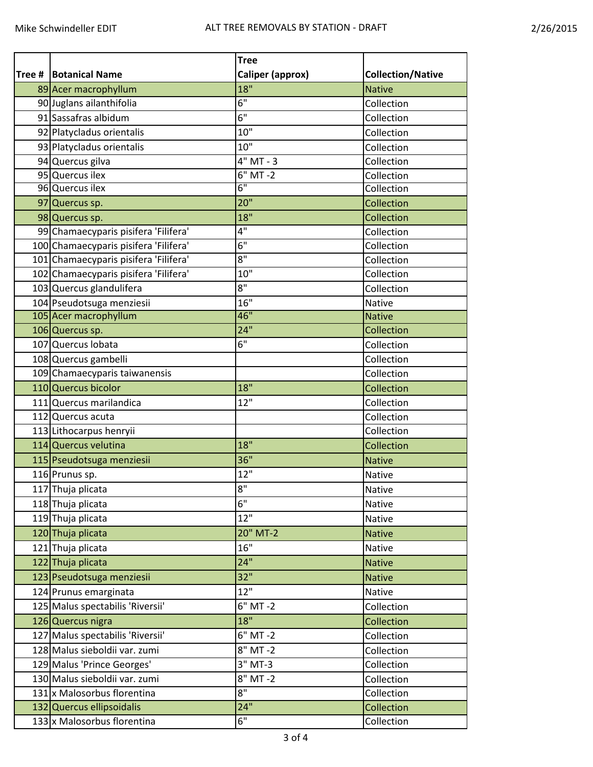| Tree # | Botanical Name | Tree Caliper (approx) | Collection/Native |
|---|---|---|---|
| 89 | Acer macrophyllum | 18" | Native |
| 90 | Juglans ailanthifolia | 6" | Collection |
| 91 | Sassafras albidum | 6" | Collection |
| 92 | Platycladus orientalis | 10" | Collection |
| 93 | Platycladus orientalis | 10" | Collection |
| 94 | Quercus gilva | 4" MT - 3 | Collection |
| 95 | Quercus ilex | 6" MT -2 | Collection |
| 96 | Quercus ilex | 6" | Collection |
| 97 | Quercus sp. | 20" | Collection |
| 98 | Quercus sp. | 18" | Collection |
| 99 | Chamaecyparis pisifera 'Filifera' | 4" | Collection |
| 100 | Chamaecyparis pisifera 'Filifera' | 6" | Collection |
| 101 | Chamaecyparis pisifera 'Filifera' | 8" | Collection |
| 102 | Chamaecyparis pisifera 'Filifera' | 10" | Collection |
| 103 | Quercus glandulifera | 8" | Collection |
| 104 | Pseudotsuga menziesii | 16" | Native |
| 105 | Acer macrophyllum | 46" | Native |
| 106 | Quercus sp. | 24" | Collection |
| 107 | Quercus lobata | 6" | Collection |
| 108 | Quercus gambelli | | Collection |
| 109 | Chamaecyparis taiwanensis | | Collection |
| 110 | Quercus bicolor | 18" | Collection |
| 111 | Quercus marilandica | 12" | Collection |
| 112 | Quercus acuta | | Collection |
| 113 | Lithocarpus henryii | | Collection |
| 114 | Quercus velutina | 18" | Collection |
| 115 | Pseudotsuga menziesii | 36" | Native |
| 116 | Prunus sp. | 12" | Native |
| 117 | Thuja plicata | 8" | Native |
| 118 | Thuja plicata | 6" | Native |
| 119 | Thuja plicata | 12" | Native |
| 120 | Thuja plicata | 20" MT-2 | Native |
| 121 | Thuja plicata | 16" | Native |
| 122 | Thuja plicata | 24" | Native |
| 123 | Pseudotsuga menziesii | 32" | Native |
| 124 | Prunus emarginata | 12" | Native |
| 125 | Malus spectabilis 'Riversii' | 6" MT -2 | Collection |
| 126 | Quercus nigra | 18" | Collection |
| 127 | Malus spectabilis 'Riversii' | 6" MT -2 | Collection |
| 128 | Malus sieboldii var. zumi | 8" MT -2 | Collection |
| 129 | Malus 'Prince Georges' | 3" MT-3 | Collection |
| 130 | Malus sieboldii var. zumi | 8" MT -2 | Collection |
| 131 | x Malosorbus florentina | 8" | Collection |
| 132 | Quercus ellipsoidalis | 24" | Collection |
| 133 | x Malosorbus florentina | 6" | Collection |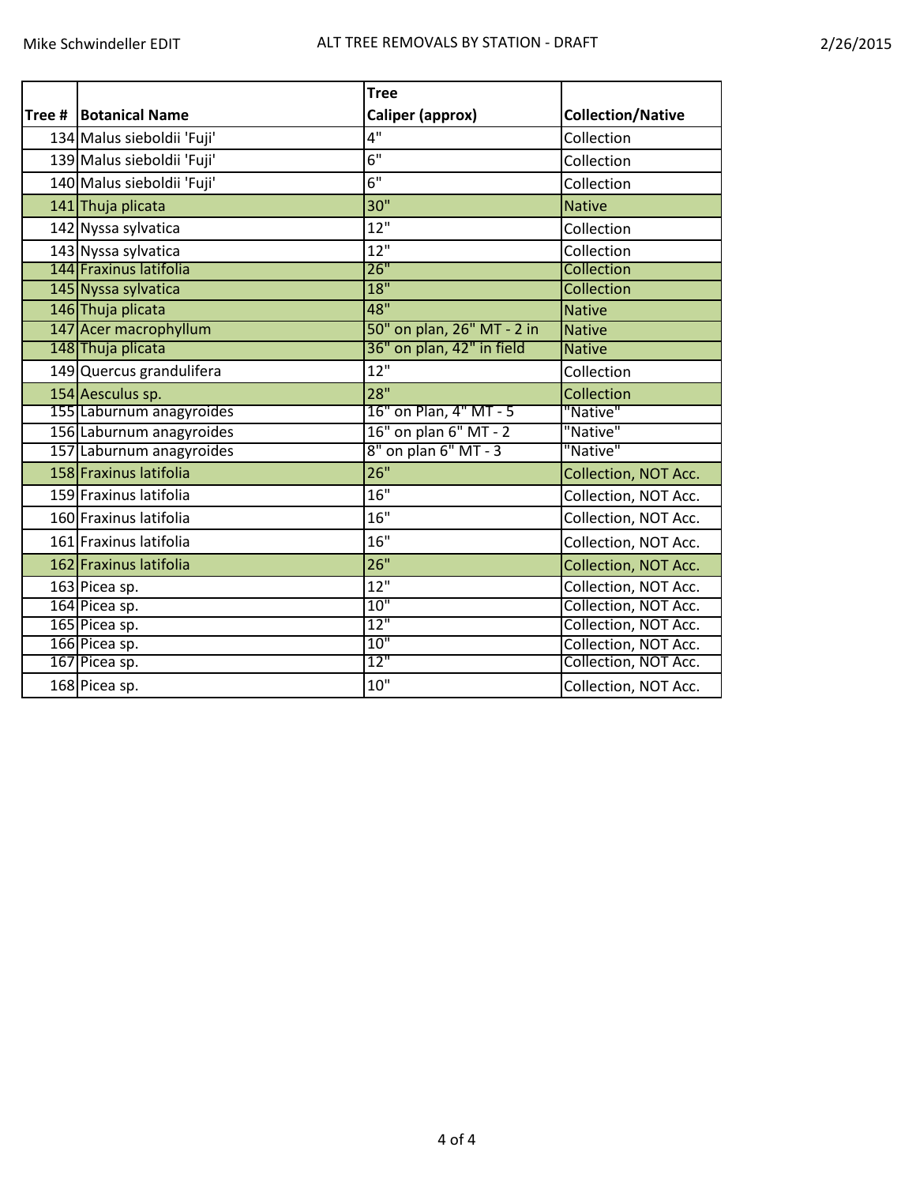| Tree # | Botanical Name | Tree Caliper (approx) | Collection/Native |
|---|---|---|---|
| 134 | Malus sieboldii 'Fuji' | 4" | Collection |
| 139 | Malus sieboldii 'Fuji' | 6" | Collection |
| 140 | Malus sieboldii 'Fuji' | 6" | Collection |
| 141 | Thuja plicata | 30" | Native |
| 142 | Nyssa sylvatica | 12" | Collection |
| 143 | Nyssa sylvatica | 12" | Collection |
| 144 | Fraxinus latifolia | 26" | Collection |
| 145 | Nyssa sylvatica | 18" | Collection |
| 146 | Thuja plicata | 48" | Native |
| 147 | Acer macrophyllum | 50" on plan, 26" MT - 2 in | Native |
| 148 | Thuja plicata | 36" on plan, 42" in field | Native |
| 149 | Quercus grandulifera | 12" | Collection |
| 154 | Aesculus sp. | 28" | Collection |
| 155 | Laburnum anagyroides | 16" on Plan, 4" MT - 5 | "Native" |
| 156 | Laburnum anagyroides | 16" on plan 6" MT - 2 | "Native" |
| 157 | Laburnum anagyroides | 8" on plan 6" MT - 3 | "Native" |
| 158 | Fraxinus latifolia | 26" | Collection, NOT Acc. |
| 159 | Fraxinus latifolia | 16" | Collection, NOT Acc. |
| 160 | Fraxinus latifolia | 16" | Collection, NOT Acc. |
| 161 | Fraxinus latifolia | 16" | Collection, NOT Acc. |
| 162 | Fraxinus latifolia | 26" | Collection, NOT Acc. |
| 163 | Picea sp. | 12" | Collection, NOT Acc. |
| 164 | Picea sp. | 10" | Collection, NOT Acc. |
| 165 | Picea sp. | 12" | Collection, NOT Acc. |
| 166 | Picea sp. | 10" | Collection, NOT Acc. |
| 167 | Picea sp. | 12" | Collection, NOT Acc. |
| 168 | Picea sp. | 10" | Collection, NOT Acc. |